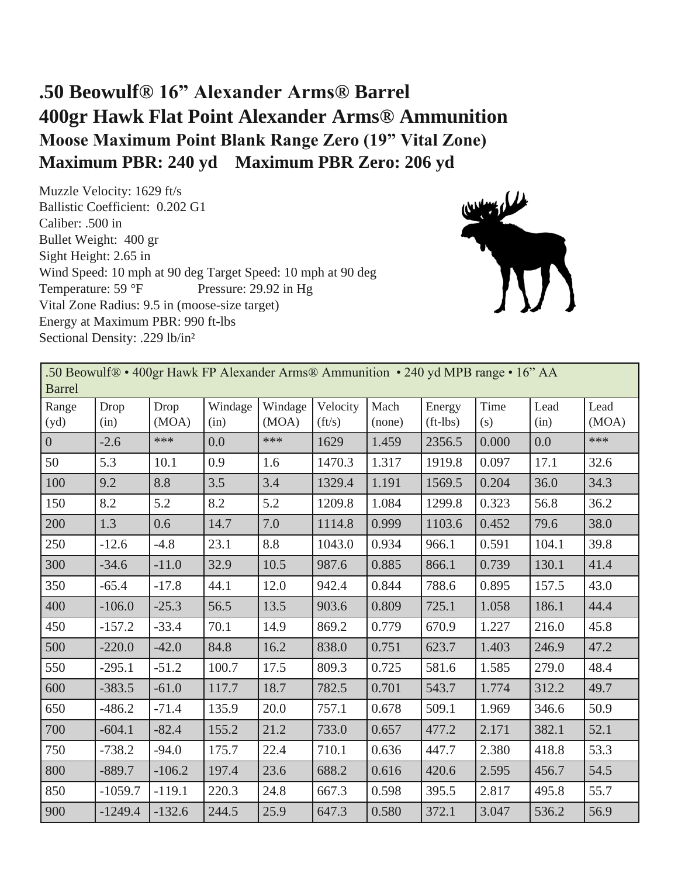# .50 Beowulf® 16" Alexander Arms® Barrel

# 400gr Hawk Flat Point Alexander Arms® Ammunition

## Moose Maximum Point Blank Range Zero (19" Vital Zone)

## Maximum PBR: 240 yd    Maximum PBR Zero: 206 yd

Muzzle Velocity: 1629 ft/s
Ballistic Coefficient: 0.202 G1
Caliber: .500 in
Bullet Weight: 400 gr
Sight Height: 2.65 in
Wind Speed: 10 mph at 90 deg Target Speed: 10 mph at 90 deg
Temperature: 59 °F    Pressure: 29.92 in Hg
Vital Zone Radius: 9.5 in (moose-size target)
Energy at Maximum PBR: 990 ft-lbs
Sectional Density: .229 lb/in²

| .50 Beowulf® • 400gr Hawk FP Alexander Arms® Ammunition • 240 yd MPB range • 16" AA Barrel | | | | | | | | | | |
|---|---|---|---|---|---|---|---|---|---|---|
| Range (yd) | Drop (in) | Drop (MOA) | Windage (in) | Windage (MOA) | Velocity (ft/s) | Mach (none) | Energy (ft-lbs) | Time (s) | Lead (in) | Lead (MOA) |
| 0 | -2.6 | *** | 0.0 | *** | 1629 | 1.459 | 2356.5 | 0.000 | 0.0 | *** |
| 50 | 5.3 | 10.1 | 0.9 | 1.6 | 1470.3 | 1.317 | 1919.8 | 0.097 | 17.1 | 32.6 |
| 100 | 9.2 | 8.8 | 3.5 | 3.4 | 1329.4 | 1.191 | 1569.5 | 0.204 | 36.0 | 34.3 |
| 150 | 8.2 | 5.2 | 8.2 | 5.2 | 1209.8 | 1.084 | 1299.8 | 0.323 | 56.8 | 36.2 |
| 200 | 1.3 | 0.6 | 14.7 | 7.0 | 1114.8 | 0.999 | 1103.6 | 0.452 | 79.6 | 38.0 |
| 250 | -12.6 | -4.8 | 23.1 | 8.8 | 1043.0 | 0.934 | 966.1 | 0.591 | 104.1 | 39.8 |
| 300 | -34.6 | -11.0 | 32.9 | 10.5 | 987.6 | 0.885 | 866.1 | 0.739 | 130.1 | 41.4 |
| 350 | -65.4 | -17.8 | 44.1 | 12.0 | 942.4 | 0.844 | 788.6 | 0.895 | 157.5 | 43.0 |
| 400 | -106.0 | -25.3 | 56.5 | 13.5 | 903.6 | 0.809 | 725.1 | 1.058 | 186.1 | 44.4 |
| 450 | -157.2 | -33.4 | 70.1 | 14.9 | 869.2 | 0.779 | 670.9 | 1.227 | 216.0 | 45.8 |
| 500 | -220.0 | -42.0 | 84.8 | 16.2 | 838.0 | 0.751 | 623.7 | 1.403 | 246.9 | 47.2 |
| 550 | -295.1 | -51.2 | 100.7 | 17.5 | 809.3 | 0.725 | 581.6 | 1.585 | 279.0 | 48.4 |
| 600 | -383.5 | -61.0 | 117.7 | 18.7 | 782.5 | 0.701 | 543.7 | 1.774 | 312.2 | 49.7 |
| 650 | -486.2 | -71.4 | 135.9 | 20.0 | 757.1 | 0.678 | 509.1 | 1.969 | 346.6 | 50.9 |
| 700 | -604.1 | -82.4 | 155.2 | 21.2 | 733.0 | 0.657 | 477.2 | 2.171 | 382.1 | 52.1 |
| 750 | -738.2 | -94.0 | 175.7 | 22.4 | 710.1 | 0.636 | 447.7 | 2.380 | 418.8 | 53.3 |
| 800 | -889.7 | -106.2 | 197.4 | 23.6 | 688.2 | 0.616 | 420.6 | 2.595 | 456.7 | 54.5 |
| 850 | -1059.7 | -119.1 | 220.3 | 24.8 | 667.3 | 0.598 | 395.5 | 2.817 | 495.8 | 55.7 |
| 900 | -1249.4 | -132.6 | 244.5 | 25.9 | 647.3 | 0.580 | 372.1 | 3.047 | 536.2 | 56.9 |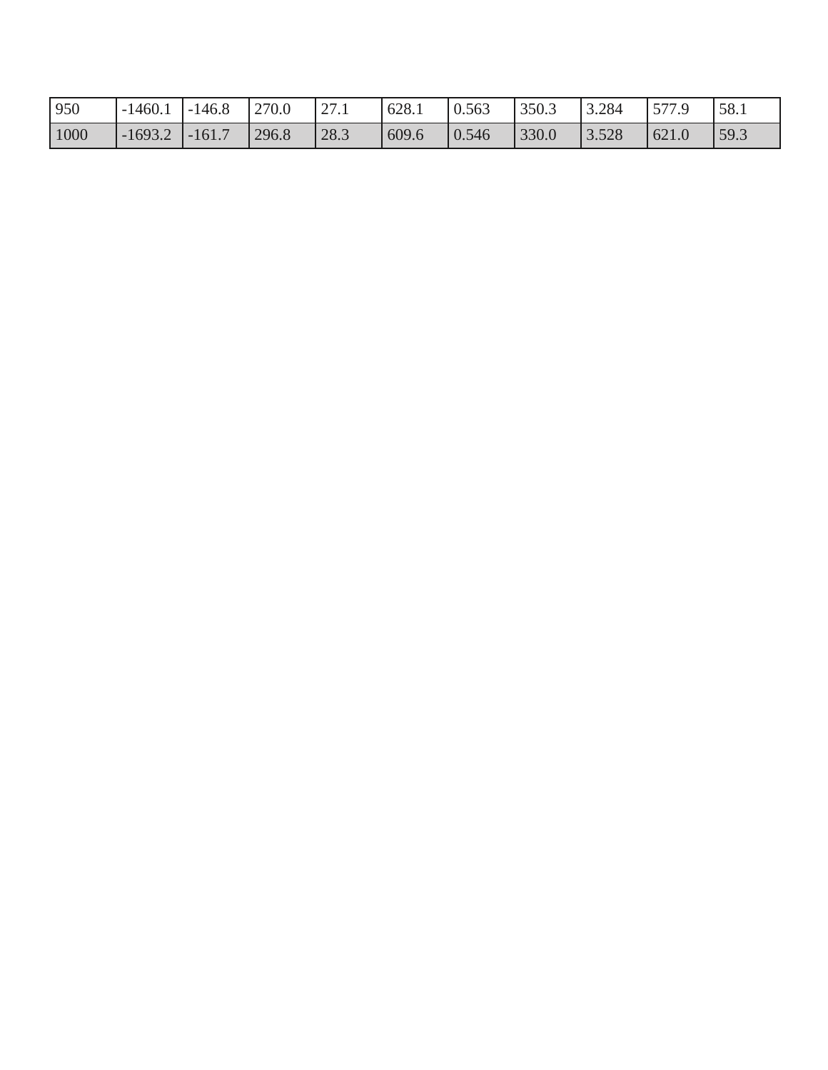| | | | | | | | | | | |
|---|---|---|---|---|---|---|---|---|---|---|
| 950 | -1460.1 | -146.8 | 270.0 | 27.1 | 628.1 | 0.563 | 350.3 | 3.284 | 577.9 | 58.1 |
| 1000 | -1693.2 | -161.7 | 296.8 | 28.3 | 609.6 | 0.546 | 330.0 | 3.528 | 621.0 | 59.3 |